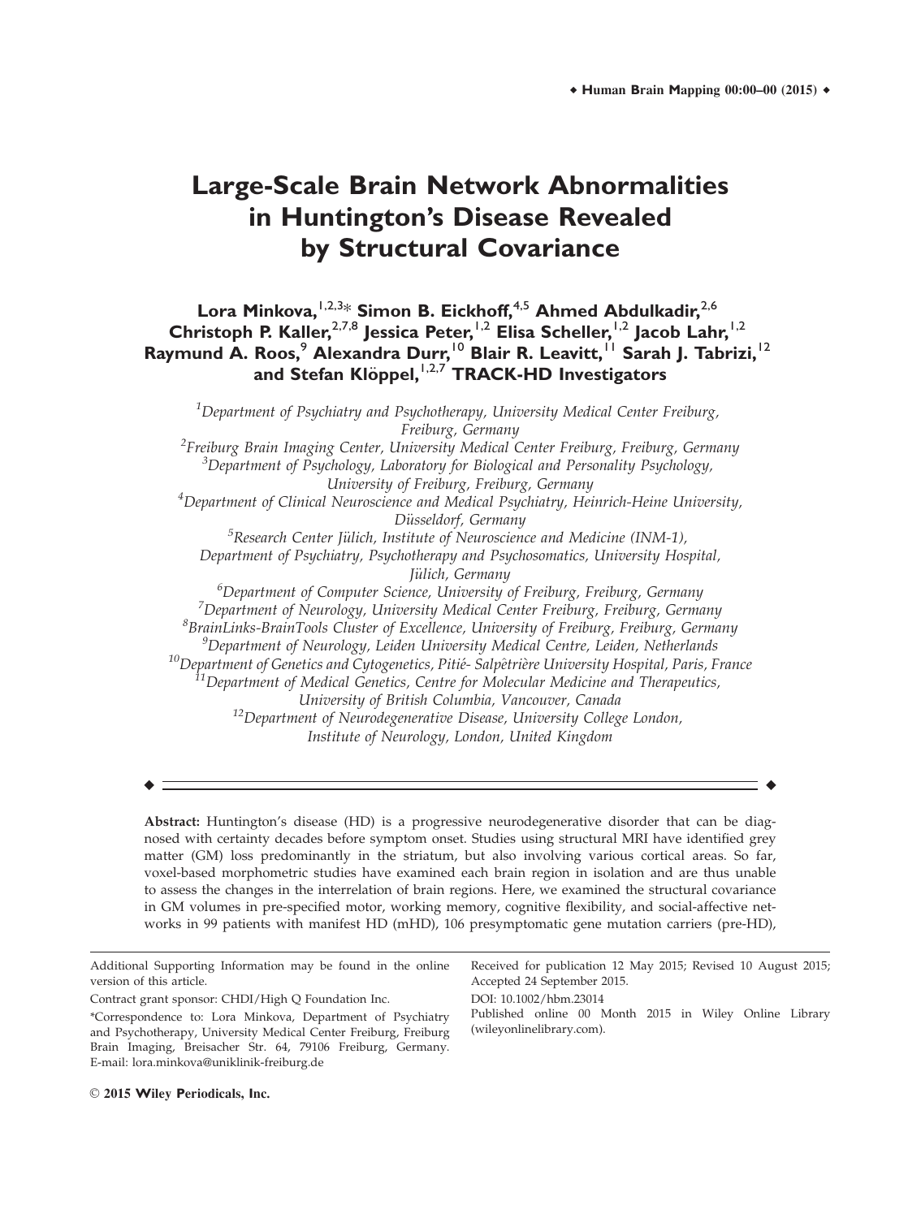# Large-Scale Brain Network Abnormalities in Huntington's Disease Revealed by Structural Covariance

**Lora Minkova,[1,2,3]* Simon B. Eickhoff,[4,5] Ahmed Abdulkadir,[2,6] Christoph P. Kaller,[2,7,8] Jessica Peter,[1,2] Elisa Scheller,[1,2] Jacob Lahr,[1,2] Raymund A. Roos,[9] Alexandra Durr,[10] Blair R. Leavitt,[11] Sarah J. Tabrizi,[12] and Stefan Klöppel,[1,2,7] TRACK-HD Investigators**

[1]*Department of Psychiatry and Psychotherapy, University Medical Center Freiburg, Freiburg, Germany*
[2]*Freiburg Brain Imaging Center, University Medical Center Freiburg, Freiburg, Germany*
[3]*Department of Psychology, Laboratory for Biological and Personality Psychology, University of Freiburg, Freiburg, Germany*
[4]*Department of Clinical Neuroscience and Medical Psychiatry, Heinrich-Heine University, Düsseldorf, Germany*
[5]*Research Center Jülich, Institute of Neuroscience and Medicine (INM-1), Department of Psychiatry, Psychotherapy and Psychosomatics, University Hospital, Jülich, Germany*
[6]*Department of Computer Science, University of Freiburg, Freiburg, Germany*
[7]*Department of Neurology, University Medical Center Freiburg, Freiburg, Germany*
[8]*BrainLinks-BrainTools Cluster of Excellence, University of Freiburg, Freiburg, Germany*
[9]*Department of Neurology, Leiden University Medical Centre, Leiden, Netherlands*
[10]*Department of Genetics and Cytogenetics, Pitié- Salpêtrière University Hospital, Paris, France*
[11]*Department of Medical Genetics, Centre for Molecular Medicine and Therapeutics, University of British Columbia, Vancouver, Canada*
[12]*Department of Neurodegenerative Disease, University College London, Institute of Neurology, London, United Kingdom*

---

**Abstract:** Huntington's disease (HD) is a progressive neurodegenerative disorder that can be diagnosed with certainty decades before symptom onset. Studies using structural MRI have identified grey matter (GM) loss predominantly in the striatum, but also involving various cortical areas. So far, voxel-based morphometric studies have examined each brain region in isolation and are thus unable to assess the changes in the interrelation of brain regions. Here, we examined the structural covariance in GM volumes in pre-specified motor, working memory, cognitive flexibility, and social-affective networks in 99 patients with manifest HD (mHD), 106 presymptomatic gene mutation carriers (pre-HD),

---

Additional Supporting Information may be found in the online version of this article.

Contract grant sponsor: CHDI/High Q Foundation Inc.

*Correspondence to: Lora Minkova, Department of Psychiatry and Psychotherapy, University Medical Center Freiburg, Freiburg Brain Imaging, Breisacher Str. 64, 79106 Freiburg, Germany. E-mail: lora.minkova@uniklinik-freiburg.de

Received for publication 12 May 2015; Revised 10 August 2015; Accepted 24 September 2015.

DOI: 10.1002/hbm.23014

Published online 00 Month 2015 in Wiley Online Library (wileyonlinelibrary.com).

© 2015 Wiley Periodicals, Inc.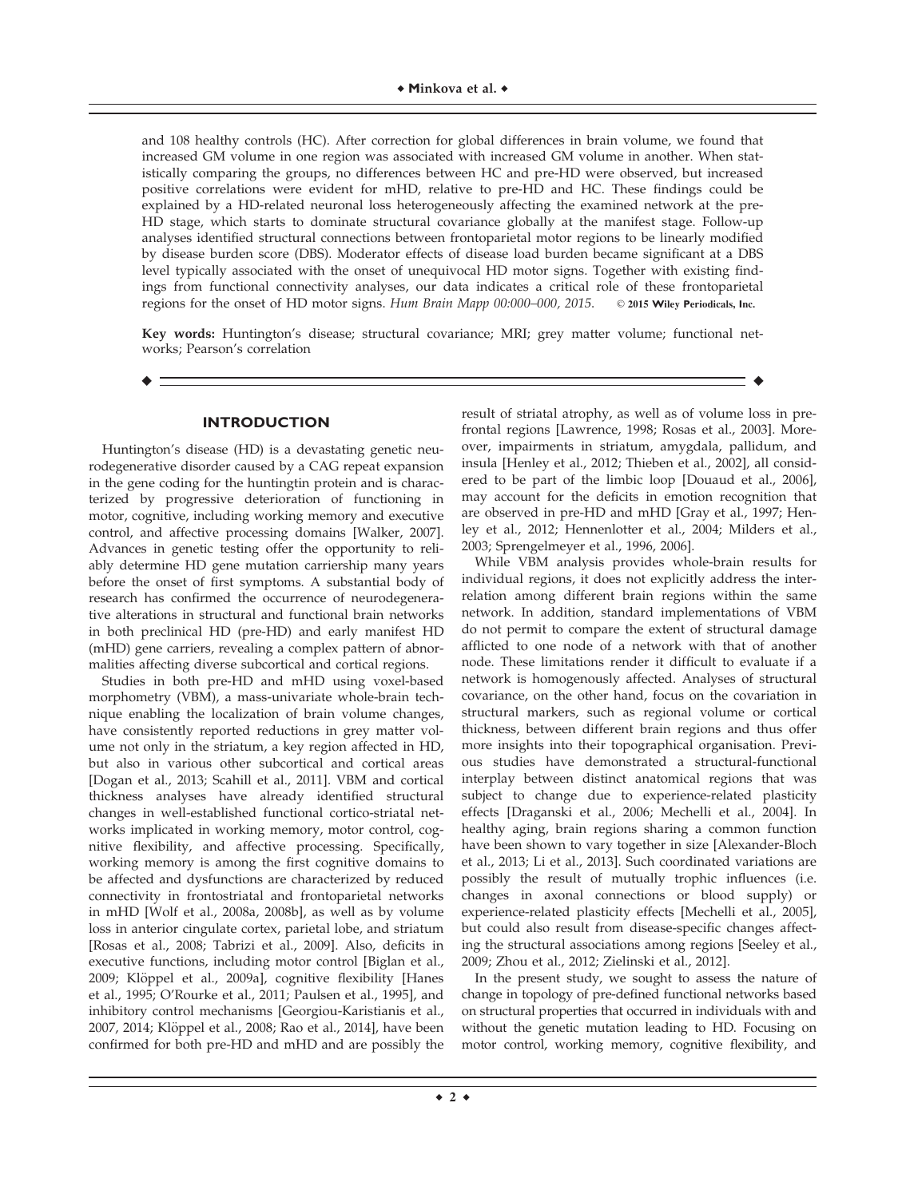and 108 healthy controls (HC). After correction for global differences in brain volume, we found that increased GM volume in one region was associated with increased GM volume in another. When statistically comparing the groups, no differences between HC and pre-HD were observed, but increased positive correlations were evident for mHD, relative to pre-HD and HC. These findings could be explained by a HD-related neuronal loss heterogeneously affecting the examined network at the pre-HD stage, which starts to dominate structural covariance globally at the manifest stage. Follow-up analyses identified structural connections between frontoparietal motor regions to be linearly modified by disease burden score (DBS). Moderator effects of disease load burden became significant at a DBS level typically associated with the onset of unequivocal HD motor signs. Together with existing findings from functional connectivity analyses, our data indicates a critical role of these frontoparietal regions for the onset of HD motor signs. *Hum Brain Mapp 00:000–000, 2015.* © 2015 Wiley Periodicals, Inc.

**Key words:** Huntington's disease; structural covariance; MRI; grey matter volume; functional networks; Pearson's correlation

## INTRODUCTION

Huntington's disease (HD) is a devastating genetic neurodegenerative disorder caused by a CAG repeat expansion in the gene coding for the huntingtin protein and is characterized by progressive deterioration of functioning in motor, cognitive, including working memory and executive control, and affective processing domains [Walker, 2007]. Advances in genetic testing offer the opportunity to reliably determine HD gene mutation carriership many years before the onset of first symptoms. A substantial body of research has confirmed the occurrence of neurodegenerative alterations in structural and functional brain networks in both preclinical HD (pre-HD) and early manifest HD (mHD) gene carriers, revealing a complex pattern of abnormalities affecting diverse subcortical and cortical regions.

Studies in both pre-HD and mHD using voxel-based morphometry (VBM), a mass-univariate whole-brain technique enabling the localization of brain volume changes, have consistently reported reductions in grey matter volume not only in the striatum, a key region affected in HD, but also in various other subcortical and cortical areas [Dogan et al., 2013; Scahill et al., 2011]. VBM and cortical thickness analyses have already identified structural changes in well-established functional cortico-striatal networks implicated in working memory, motor control, cognitive flexibility, and affective processing. Specifically, working memory is among the first cognitive domains to be affected and dysfunctions are characterized by reduced connectivity in frontostriatal and frontoparietal networks in mHD [Wolf et al., 2008a, 2008b], as well as by volume loss in anterior cingulate cortex, parietal lobe, and striatum [Rosas et al., 2008; Tabrizi et al., 2009]. Also, deficits in executive functions, including motor control [Biglan et al., 2009; Klöppel et al., 2009a], cognitive flexibility [Hanes et al., 1995; O'Rourke et al., 2011; Paulsen et al., 1995], and inhibitory control mechanisms [Georgiou-Karistianis et al., 2007, 2014; Klöppel et al., 2008; Rao et al., 2014], have been confirmed for both pre-HD and mHD and are possibly the result of striatal atrophy, as well as of volume loss in prefrontal regions [Lawrence, 1998; Rosas et al., 2003]. Moreover, impairments in striatum, amygdala, pallidum, and insula [Henley et al., 2012; Thieben et al., 2002], all considered to be part of the limbic loop [Douaud et al., 2006], may account for the deficits in emotion recognition that are observed in pre-HD and mHD [Gray et al., 1997; Henley et al., 2012; Hennenlotter et al., 2004; Milders et al., 2003; Sprengelmeyer et al., 1996, 2006].

While VBM analysis provides whole-brain results for individual regions, it does not explicitly address the interrelation among different brain regions within the same network. In addition, standard implementations of VBM do not permit to compare the extent of structural damage afflicted to one node of a network with that of another node. These limitations render it difficult to evaluate if a network is homogenously affected. Analyses of structural covariance, on the other hand, focus on the covariation in structural markers, such as regional volume or cortical thickness, between different brain regions and thus offer more insights into their topographical organisation. Previous studies have demonstrated a structural-functional interplay between distinct anatomical regions that was subject to change due to experience-related plasticity effects [Draganski et al., 2006; Mechelli et al., 2004]. In healthy aging, brain regions sharing a common function have been shown to vary together in size [Alexander-Bloch et al., 2013; Li et al., 2013]. Such coordinated variations are possibly the result of mutually trophic influences (i.e. changes in axonal connections or blood supply) or experience-related plasticity effects [Mechelli et al., 2005], but could also result from disease-specific changes affecting the structural associations among regions [Seeley et al., 2009; Zhou et al., 2012; Zielinski et al., 2012].

In the present study, we sought to assess the nature of change in topology of pre-defined functional networks based on structural properties that occurred in individuals with and without the genetic mutation leading to HD. Focusing on motor control, working memory, cognitive flexibility, and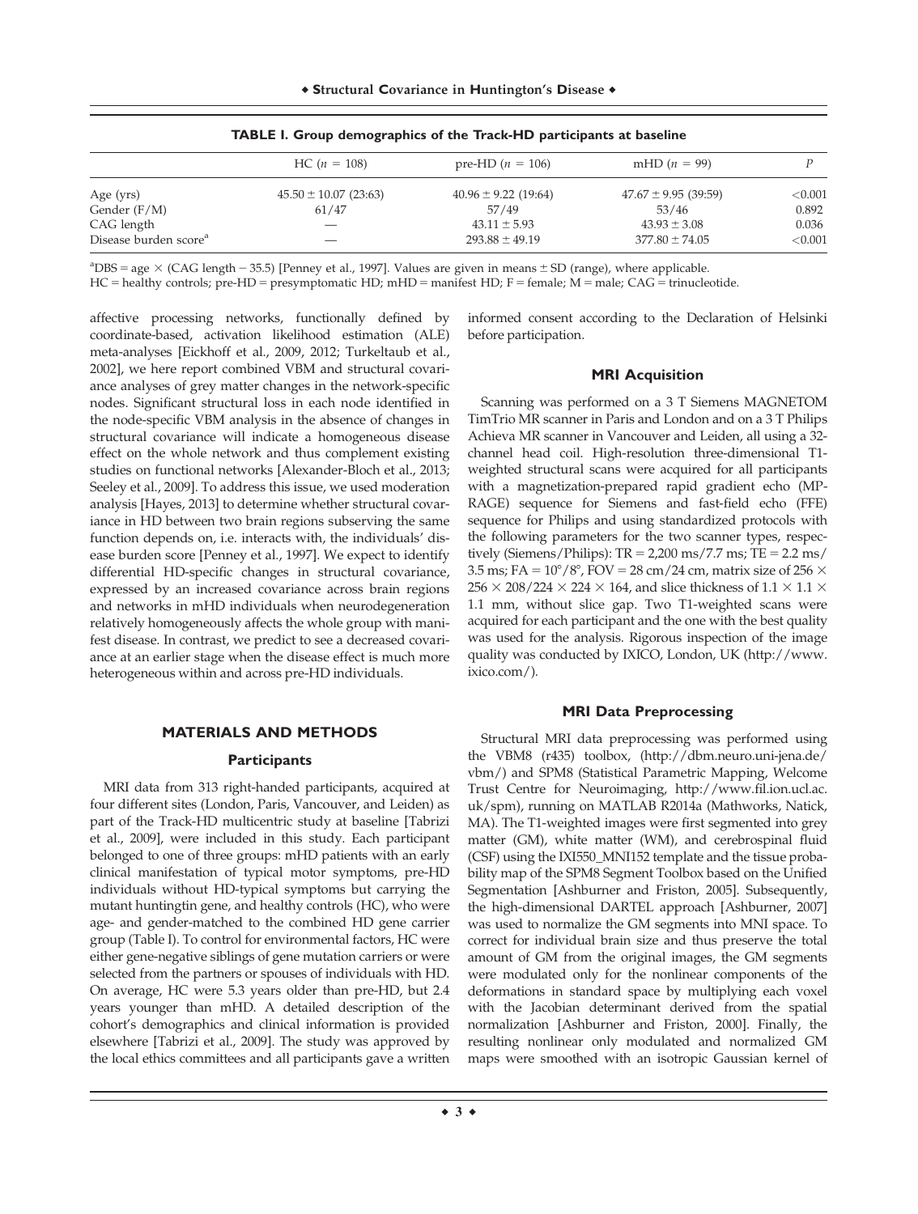**TABLE I. Group demographics of the Track-HD participants at baseline**

| | HC ($n$ = 108) | pre-HD ($n$ = 106) | mHD ($n$ = 99) | $P$ |
|---|---|---|---|---|
| Age (yrs) | 45.50 ± 10.07 (23:63) | 40.96 ± 9.22 (19:64) | 47.67 ± 9.95 (39:59) | <0.001 |
| Gender (F/M) | 61/47 | 57/49 | 53/46 | 0.892 |
| CAG length | — | 43.11 ± 5.93 | 43.93 ± 3.08 | 0.036 |
| Disease burden score[a] | — | 293.88 ± 49.19 | 377.80 ± 74.05 | <0.001 |

[a]DBS = age × (CAG length − 35.5) [Penney et al., 1997]. Values are given in means ± SD (range), where applicable.
HC = healthy controls; pre-HD = presymptomatic HD; mHD = manifest HD; F = female; M = male; CAG = trinucleotide.

affective processing networks, functionally defined by coordinate-based, activation likelihood estimation (ALE) meta-analyses [Eickhoff et al., 2009, 2012; Turkeltaub et al., 2002], we here report combined VBM and structural covariance analyses of grey matter changes in the network-specific nodes. Significant structural loss in each node identified in the node-specific VBM analysis in the absence of changes in structural covariance will indicate a homogeneous disease effect on the whole network and thus complement existing studies on functional networks [Alexander-Bloch et al., 2013; Seeley et al., 2009]. To address this issue, we used moderation analysis [Hayes, 2013] to determine whether structural covariance in HD between two brain regions subserving the same function depends on, i.e. interacts with, the individuals' disease burden score [Penney et al., 1997]. We expect to identify differential HD-specific changes in structural covariance, expressed by an increased covariance across brain regions and networks in mHD individuals when neurodegeneration relatively homogeneously affects the whole group with manifest disease. In contrast, we predict to see a decreased covariance at an earlier stage when the disease effect is much more heterogeneous within and across pre-HD individuals.

## MATERIALS AND METHODS

### Participants

MRI data from 313 right-handed participants, acquired at four different sites (London, Paris, Vancouver, and Leiden) as part of the Track-HD multicentric study at baseline [Tabrizi et al., 2009], were included in this study. Each participant belonged to one of three groups: mHD patients with an early clinical manifestation of typical motor symptoms, pre-HD individuals without HD-typical symptoms but carrying the mutant huntingtin gene, and healthy controls (HC), who were age- and gender-matched to the combined HD gene carrier group (Table I). To control for environmental factors, HC were either gene-negative siblings of gene mutation carriers or were selected from the partners or spouses of individuals with HD. On average, HC were 5.3 years older than pre-HD, but 2.4 years younger than mHD. A detailed description of the cohort's demographics and clinical information is provided elsewhere [Tabrizi et al., 2009]. The study was approved by the local ethics committees and all participants gave a written informed consent according to the Declaration of Helsinki before participation.

### MRI Acquisition

Scanning was performed on a 3 T Siemens MAGNETOM TimTrio MR scanner in Paris and London and on a 3 T Philips Achieva MR scanner in Vancouver and Leiden, all using a 32-channel head coil. High-resolution three-dimensional T1-weighted structural scans were acquired for all participants with a magnetization-prepared rapid gradient echo (MP-RAGE) sequence for Siemens and fast-field echo (FFE) sequence for Philips and using standardized protocols with the following parameters for the two scanner types, respectively (Siemens/Philips): TR = 2,200 ms/7.7 ms; TE = 2.2 ms/3.5 ms; FA = 10°/8°, FOV = 28 cm/24 cm, matrix size of 256 × 256 × 208/224 × 224 × 164, and slice thickness of 1.1 × 1.1 × 1.1 mm, without slice gap. Two T1-weighted scans were acquired for each participant and the one with the best quality was used for the analysis. Rigorous inspection of the image quality was conducted by IXICO, London, UK (http://www.ixico.com/).

### MRI Data Preprocessing

Structural MRI data preprocessing was performed using the VBM8 (r435) toolbox, (http://dbm.neuro.uni-jena.de/vbm/) and SPM8 (Statistical Parametric Mapping, Welcome Trust Centre for Neuroimaging, http://www.fil.ion.ucl.ac.uk/spm), running on MATLAB R2014a (Mathworks, Natick, MA). The T1-weighted images were first segmented into grey matter (GM), white matter (WM), and cerebrospinal fluid (CSF) using the IXI550_MNI152 template and the tissue probability map of the SPM8 Segment Toolbox based on the Unified Segmentation [Ashburner and Friston, 2005]. Subsequently, the high-dimensional DARTEL approach [Ashburner, 2007] was used to normalize the GM segments into MNI space. To correct for individual brain size and thus preserve the total amount of GM from the original images, the GM segments were modulated only for the nonlinear components of the deformations in standard space by multiplying each voxel with the Jacobian determinant derived from the spatial normalization [Ashburner and Friston, 2000]. Finally, the resulting nonlinear only modulated and normalized GM maps were smoothed with an isotropic Gaussian kernel of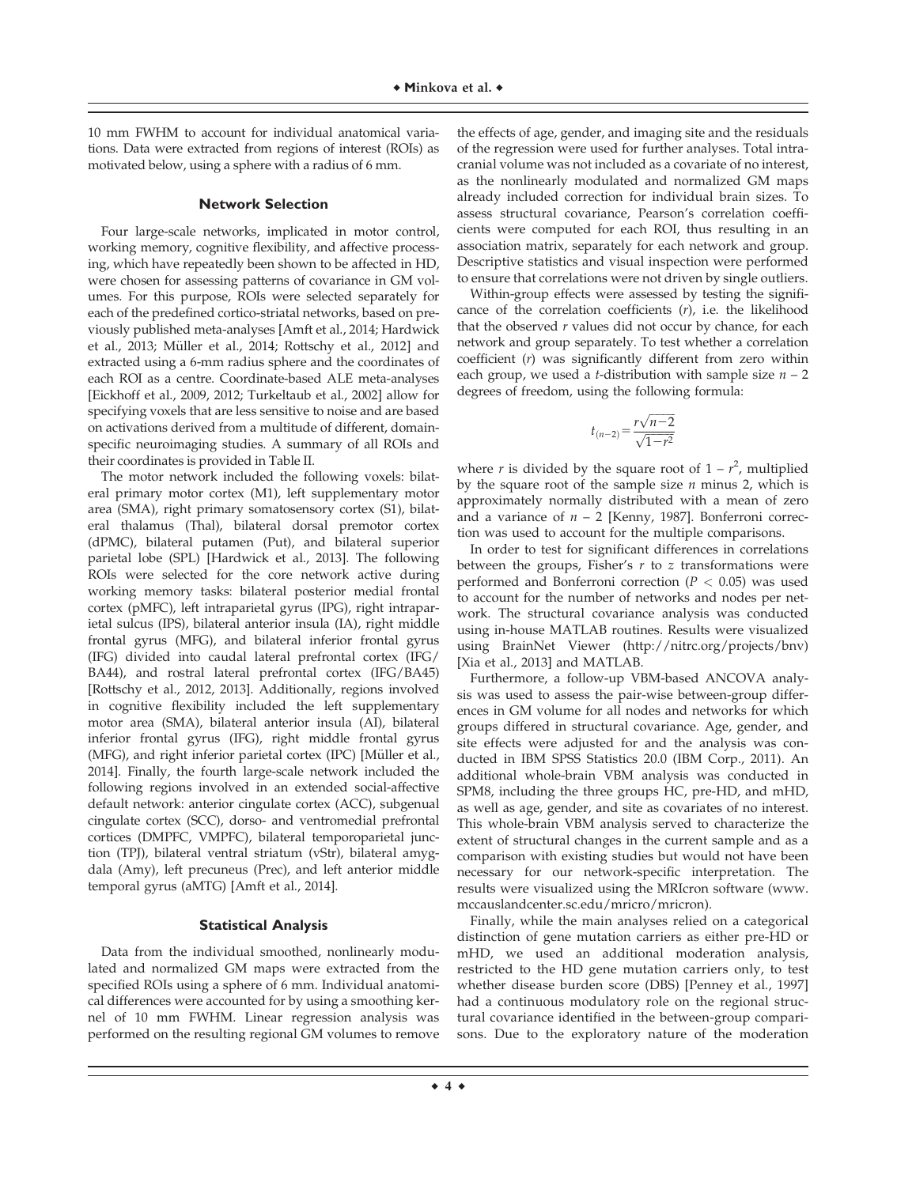10 mm FWHM to account for individual anatomical variations. Data were extracted from regions of interest (ROIs) as motivated below, using a sphere with a radius of 6 mm.

### Network Selection

Four large-scale networks, implicated in motor control, working memory, cognitive flexibility, and affective processing, which have repeatedly been shown to be affected in HD, were chosen for assessing patterns of covariance in GM volumes. For this purpose, ROIs were selected separately for each of the predefined cortico-striatal networks, based on previously published meta-analyses [Amft et al., 2014; Hardwick et al., 2013; Müller et al., 2014; Rottschy et al., 2012] and extracted using a 6-mm radius sphere and the coordinates of each ROI as a centre. Coordinate-based ALE meta-analyses [Eickhoff et al., 2009, 2012; Turkeltaub et al., 2002] allow for specifying voxels that are less sensitive to noise and are based on activations derived from a multitude of different, domain-specific neuroimaging studies. A summary of all ROIs and their coordinates is provided in Table II.

The motor network included the following voxels: bilateral primary motor cortex (M1), left supplementary motor area (SMA), right primary somatosensory cortex (S1), bilateral thalamus (Thal), bilateral dorsal premotor cortex (dPMC), bilateral putamen (Put), and bilateral superior parietal lobe (SPL) [Hardwick et al., 2013]. The following ROIs were selected for the core network active during working memory tasks: bilateral posterior medial frontal cortex (pMFC), left intraparietal gyrus (IPG), right intraparietal sulcus (IPS), bilateral anterior insula (IA), right middle frontal gyrus (MFG), and bilateral inferior frontal gyrus (IFG) divided into caudal lateral prefrontal cortex (IFG/BA44), and rostral lateral prefrontal cortex (IFG/BA45) [Rottschy et al., 2012, 2013]. Additionally, regions involved in cognitive flexibility included the left supplementary motor area (SMA), bilateral anterior insula (AI), bilateral inferior frontal gyrus (IFG), right middle frontal gyrus (MFG), and right inferior parietal cortex (IPC) [Müller et al., 2014]. Finally, the fourth large-scale network included the following regions involved in an extended social-affective default network: anterior cingulate cortex (ACC), subgenual cingulate cortex (SCC), dorso- and ventromedial prefrontal cortices (DMPFC, VMPFC), bilateral temporoparietal junction (TPJ), bilateral ventral striatum (vStr), bilateral amygdala (Amy), left precuneus (Prec), and left anterior middle temporal gyrus (aMTG) [Amft et al., 2014].

### Statistical Analysis

Data from the individual smoothed, nonlinearly modulated and normalized GM maps were extracted from the specified ROIs using a sphere of 6 mm. Individual anatomical differences were accounted for by using a smoothing kernel of 10 mm FWHM. Linear regression analysis was performed on the resulting regional GM volumes to remove the effects of age, gender, and imaging site and the residuals of the regression were used for further analyses. Total intracranial volume was not included as a covariate of no interest, as the nonlinearly modulated and normalized GM maps already included correction for individual brain sizes. To assess structural covariance, Pearson's correlation coefficients were computed for each ROI, thus resulting in an association matrix, separately for each network and group. Descriptive statistics and visual inspection were performed to ensure that correlations were not driven by single outliers.

Within-group effects were assessed by testing the significance of the correlation coefficients ($r$), i.e. the likelihood that the observed $r$ values did not occur by chance, for each network and group separately. To test whether a correlation coefficient ($r$) was significantly different from zero within each group, we used a $t$-distribution with sample size $n - 2$ degrees of freedom, using the following formula:

$$t_{(n-2)} = \frac{r\sqrt{n-2}}{\sqrt{1-r^2}}$$

where $r$ is divided by the square root of $1 - r^2$, multiplied by the square root of the sample size $n$ minus 2, which is approximately normally distributed with a mean of zero and a variance of $n - 2$ [Kenny, 1987]. Bonferroni correction was used to account for the multiple comparisons.

In order to test for significant differences in correlations between the groups, Fisher's $r$ to $z$ transformations were performed and Bonferroni correction ($P < 0.05$) was used to account for the number of networks and nodes per network. The structural covariance analysis was conducted using in-house MATLAB routines. Results were visualized using BrainNet Viewer (http://nitrc.org/projects/bnv) [Xia et al., 2013] and MATLAB.

Furthermore, a follow-up VBM-based ANCOVA analysis was used to assess the pair-wise between-group differences in GM volume for all nodes and networks for which groups differed in structural covariance. Age, gender, and site effects were adjusted for and the analysis was conducted in IBM SPSS Statistics 20.0 (IBM Corp., 2011). An additional whole-brain VBM analysis was conducted in SPM8, including the three groups HC, pre-HD, and mHD, as well as age, gender, and site as covariates of no interest. This whole-brain VBM analysis served to characterize the extent of structural changes in the current sample and as a comparison with existing studies but would not have been necessary for our network-specific interpretation. The results were visualized using the MRIcron software (www.mccauslandcenter.sc.edu/mricro/mricron).

Finally, while the main analyses relied on a categorical distinction of gene mutation carriers as either pre-HD or mHD, we used an additional moderation analysis, restricted to the HD gene mutation carriers only, to test whether disease burden score (DBS) [Penney et al., 1997] had a continuous modulatory role on the regional structural covariance identified in the between-group comparisons. Due to the exploratory nature of the moderation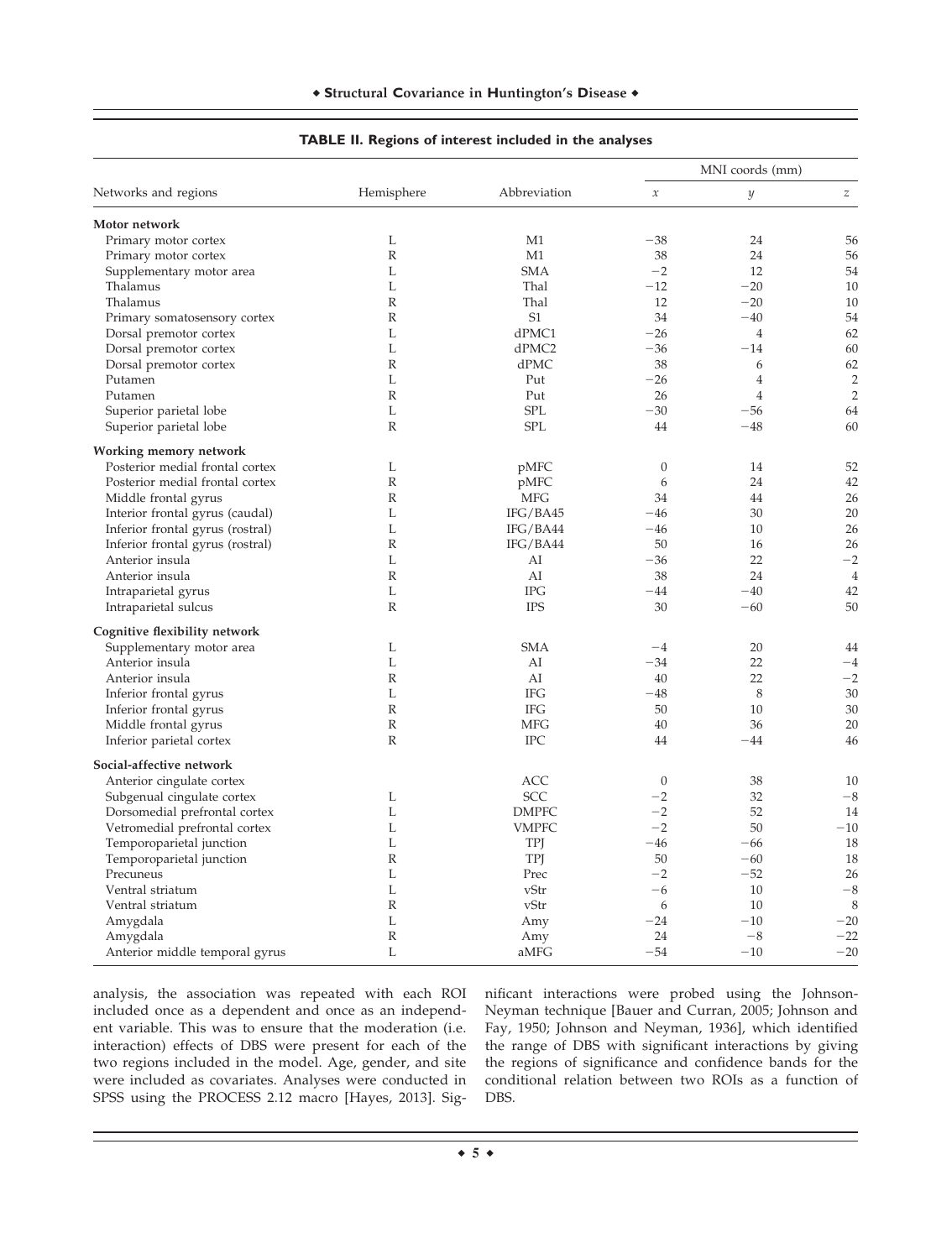**TABLE II. Regions of interest included in the analyses**

| Networks and regions | Hemisphere | Abbreviation | MNI coords (mm) | | |
|---|---|---|---|---|---|
| | | | $x$ | $y$ | $z$ |
| **Motor network** | | | | | |
| Primary motor cortex | L | M1 | −38 | 24 | 56 |
| Primary motor cortex | R | M1 | 38 | 24 | 56 |
| Supplementary motor area | L | SMA | −2 | 12 | 54 |
| Thalamus | L | Thal | −12 | −20 | 10 |
| Thalamus | R | Thal | 12 | −20 | 10 |
| Primary somatosensory cortex | R | S1 | 34 | −40 | 54 |
| Dorsal premotor cortex | L | dPMC1 | −26 | 4 | 62 |
| Dorsal premotor cortex | L | dPMC2 | −36 | −14 | 60 |
| Dorsal premotor cortex | R | dPMC | 38 | 6 | 62 |
| Putamen | L | Put | −26 | 4 | 2 |
| Putamen | R | Put | 26 | 4 | 2 |
| Superior parietal lobe | L | SPL | −30 | −56 | 64 |
| Superior parietal lobe | R | SPL | 44 | −48 | 60 |
| **Working memory network** | | | | | |
| Posterior medial frontal cortex | L | pMFC | 0 | 14 | 52 |
| Posterior medial frontal cortex | R | pMFC | 6 | 24 | 42 |
| Middle frontal gyrus | R | MFG | 34 | 44 | 26 |
| Interior frontal gyrus (caudal) | L | IFG/BA45 | −46 | 30 | 20 |
| Inferior frontal gyrus (rostral) | L | IFG/BA44 | −46 | 10 | 26 |
| Inferior frontal gyrus (rostral) | R | IFG/BA44 | 50 | 16 | 26 |
| Anterior insula | L | AI | −36 | 22 | −2 |
| Anterior insula | R | AI | 38 | 24 | 4 |
| Intraparietal gyrus | L | IPG | −44 | −40 | 42 |
| Intraparietal sulcus | R | IPS | 30 | −60 | 50 |
| **Cognitive flexibility network** | | | | | |
| Supplementary motor area | L | SMA | −4 | 20 | 44 |
| Anterior insula | L | AI | −34 | 22 | −4 |
| Anterior insula | R | AI | 40 | 22 | −2 |
| Inferior frontal gyrus | L | IFG | −48 | 8 | 30 |
| Inferior frontal gyrus | R | IFG | 50 | 10 | 30 |
| Middle frontal gyrus | R | MFG | 40 | 36 | 20 |
| Inferior parietal cortex | R | IPC | 44 | −44 | 46 |
| **Social-affective network** | | | | | |
| Anterior cingulate cortex | | ACC | 0 | 38 | 10 |
| Subgenual cingulate cortex | L | SCC | −2 | 32 | −8 |
| Dorsomedial prefrontal cortex | L | DMPFC | −2 | 52 | 14 |
| Vetromedial prefrontal cortex | L | VMPFC | −2 | 50 | −10 |
| Temporoparietal junction | L | TPJ | −46 | −66 | 18 |
| Temporoparietal junction | R | TPJ | 50 | −60 | 18 |
| Precuneus | L | Prec | −2 | −52 | 26 |
| Ventral striatum | L | vStr | −6 | 10 | −8 |
| Ventral striatum | R | vStr | 6 | 10 | 8 |
| Amygdala | L | Amy | −24 | −10 | −20 |
| Amygdala | R | Amy | 24 | −8 | −22 |
| Anterior middle temporal gyrus | L | aMFG | −54 | −10 | −20 |

analysis, the association was repeated with each ROI included once as a dependent and once as an independent variable. This was to ensure that the moderation (i.e. interaction) effects of DBS were present for each of the two regions included in the model. Age, gender, and site were included as covariates. Analyses were conducted in SPSS using the PROCESS 2.12 macro [Hayes, 2013]. Significant interactions were probed using the Johnson-Neyman technique [Bauer and Curran, 2005; Johnson and Fay, 1950; Johnson and Neyman, 1936], which identified the range of DBS with significant interactions by giving the regions of significance and confidence bands for the conditional relation between two ROIs as a function of DBS.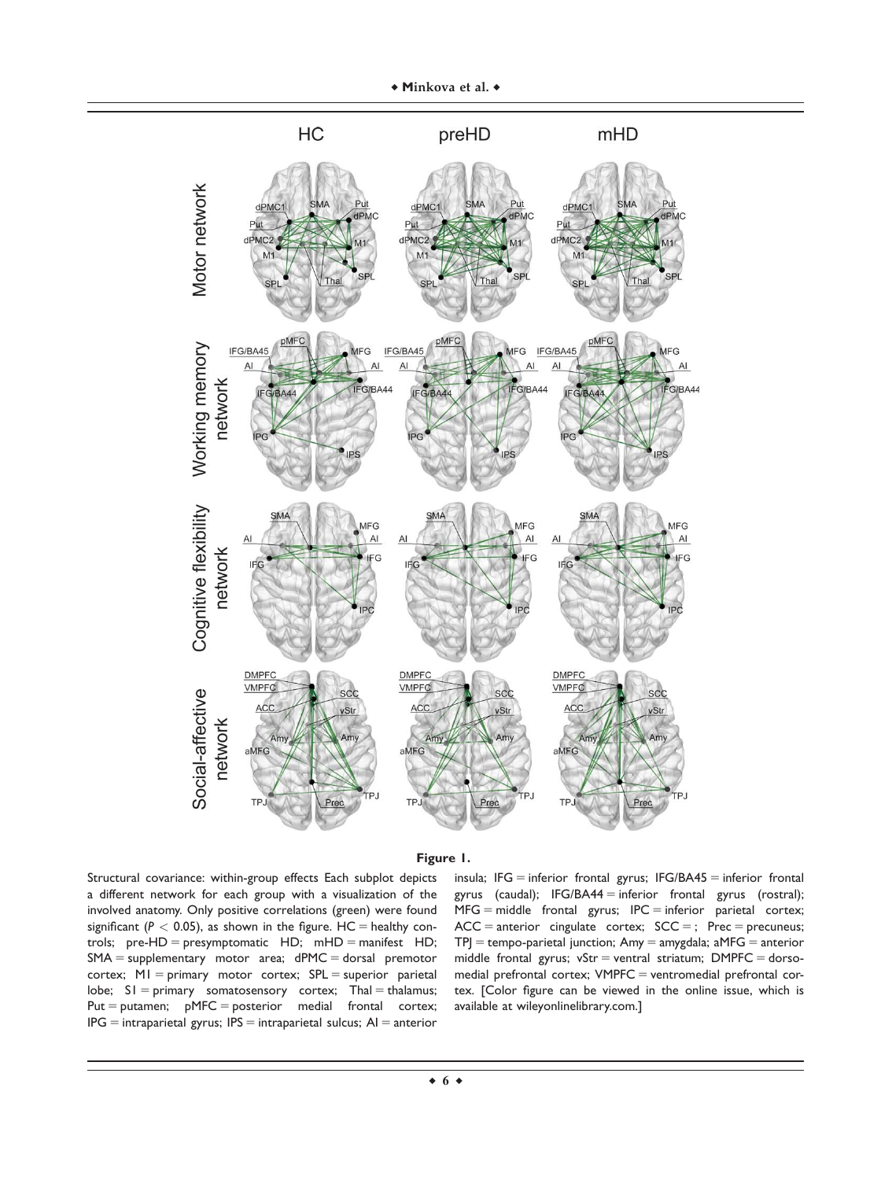**Figure 1.**

Structural covariance: within-group effects Each subplot depicts a different network for each group with a visualization of the involved anatomy. Only positive correlations (green) were found significant ($P < 0.05$), as shown in the figure. HC = healthy controls; pre-HD = presymptomatic HD; mHD = manifest HD; SMA = supplementary motor area; dPMC = dorsal premotor cortex; M1 = primary motor cortex; SPL = superior parietal lobe; S1 = primary somatosensory cortex; Thal = thalamus; Put = putamen; pMFC = posterior medial frontal cortex; IPG = intraparietal gyrus; IPS = intraparietal sulcus; AI = anterior insula; IFG = inferior frontal gyrus; IFG/BA45 = inferior frontal gyrus (caudal); IFG/BA44 = inferior frontal gyrus (rostral); MFG = middle frontal gyrus; IPC = inferior parietal cortex; ACC = anterior cingulate cortex; SCC = ; Prec = precuneus; TPJ = tempo-parietal junction; Amy = amygdala; aMFG = anterior middle frontal gyrus; vStr = ventral striatum; DMPFC = dorsomedial prefrontal cortex; VMPFC = ventromedial prefrontal cortex. [Color figure can be viewed in the online issue, which is available at wileyonlinelibrary.com.]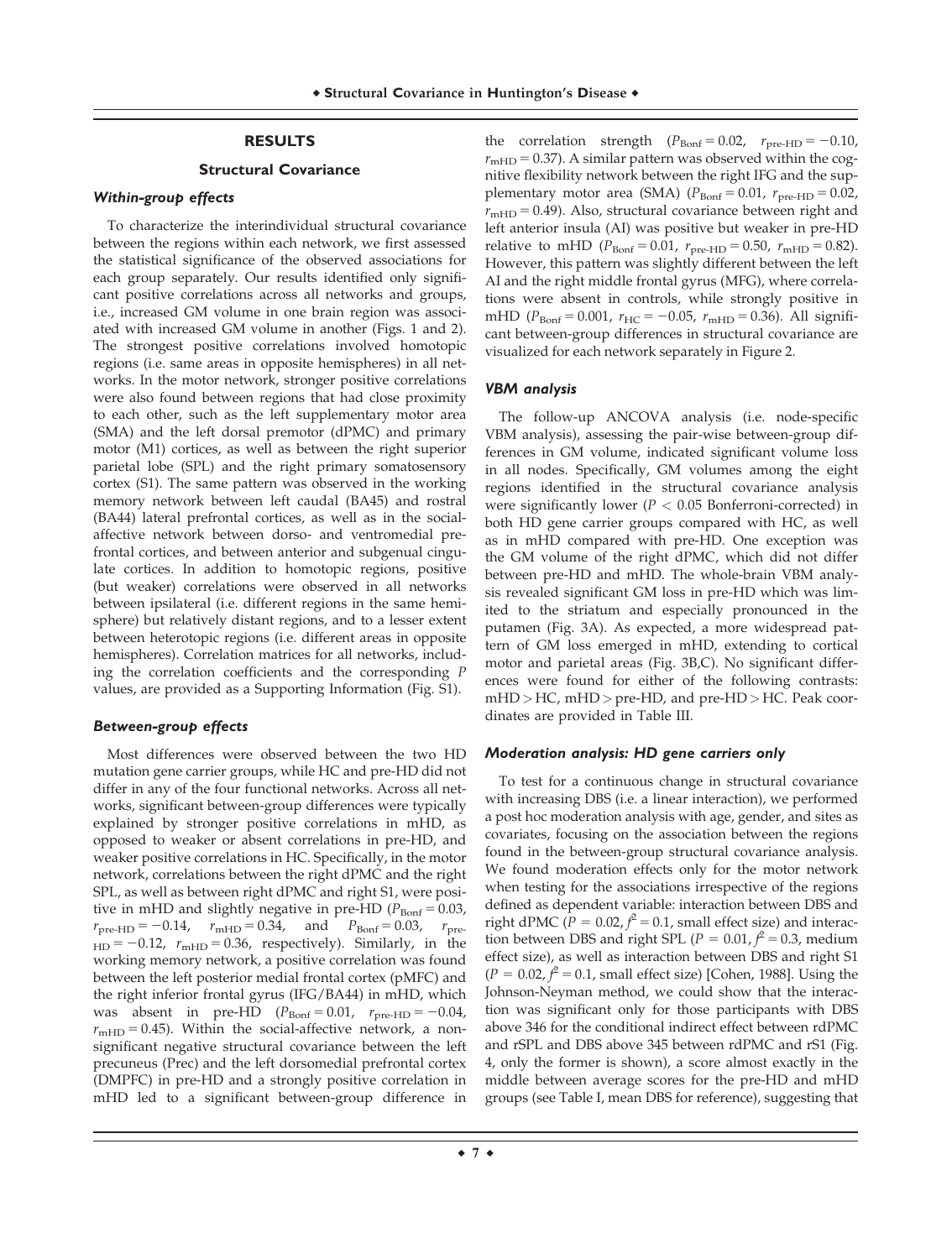## RESULTS

### Structural Covariance

#### *Within-group effects*

To characterize the interindividual structural covariance between the regions within each network, we first assessed the statistical significance of the observed associations for each group separately. Our results identified only significant positive correlations across all networks and groups, i.e., increased GM volume in one brain region was associated with increased GM volume in another (Figs. 1 and 2). The strongest positive correlations involved homotopic regions (i.e. same areas in opposite hemispheres) in all networks. In the motor network, stronger positive correlations were also found between regions that had close proximity to each other, such as the left supplementary motor area (SMA) and the left dorsal premotor (dPMC) and primary motor (M1) cortices, as well as between the right superior parietal lobe (SPL) and the right primary somatosensory cortex (S1). The same pattern was observed in the working memory network between left caudal (BA45) and rostral (BA44) lateral prefrontal cortices, as well as in the social-affective network between dorso- and ventromedial prefrontal cortices, and between anterior and subgenual cingulate cortices. In addition to homotopic regions, positive (but weaker) correlations were observed in all networks between ipsilateral (i.e. different regions in the same hemisphere) but relatively distant regions, and to a lesser extent between heterotopic regions (i.e. different areas in opposite hemispheres). Correlation matrices for all networks, including the correlation coefficients and the corresponding *P* values, are provided as a Supporting Information (Fig. S1).

#### *Between-group effects*

Most differences were observed between the two HD mutation gene carrier groups, while HC and pre-HD did not differ in any of the four functional networks. Across all networks, significant between-group differences were typically explained by stronger positive correlations in mHD, as opposed to weaker or absent correlations in pre-HD, and weaker positive correlations in HC. Specifically, in the motor network, correlations between the right dPMC and the right SPL, as well as between right dPMC and right S1, were positive in mHD and slightly negative in pre-HD ($P_{\text{Bonf}} = 0.03$, $r_{\text{pre-HD}} = -0.14$, $r_{\text{mHD}} = 0.34$, and $P_{\text{Bonf}} = 0.03$, $r_{\text{pre-HD}} = -0.12$, $r_{\text{mHD}} = 0.36$, respectively). Similarly, in the working memory network, a positive correlation was found between the left posterior medial frontal cortex (pMFC) and the right inferior frontal gyrus (IFG/BA44) in mHD, which was absent in pre-HD ($P_{\text{Bonf}} = 0.01$, $r_{\text{pre-HD}} = -0.04$, $r_{\text{mHD}} = 0.45$). Within the social-affective network, a nonsignificant negative structural covariance between the left precuneus (Prec) and the left dorsomedial prefrontal cortex (DMPFC) in pre-HD and a strongly positive correlation in mHD led to a significant between-group difference in the correlation strength ($P_{\text{Bonf}} = 0.02$, $r_{\text{pre-HD}} = -0.10$, $r_{\text{mHD}} = 0.37$). A similar pattern was observed within the cognitive flexibility network between the right IFG and the supplementary motor area (SMA) ($P_{\text{Bonf}} = 0.01$, $r_{\text{pre-HD}} = 0.02$, $r_{\text{mHD}} = 0.49$). Also, structural covariance between right and left anterior insula (AI) was positive but weaker in pre-HD relative to mHD ($P_{\text{Bonf}} = 0.01$, $r_{\text{pre-HD}} = 0.50$, $r_{\text{mHD}} = 0.82$). However, this pattern was slightly different between the left AI and the right middle frontal gyrus (MFG), where correlations were absent in controls, while strongly positive in mHD ($P_{\text{Bonf}} = 0.001$, $r_{\text{HC}} = -0.05$, $r_{\text{mHD}} = 0.36$). All significant between-group differences in structural covariance are visualized for each network separately in Figure 2.

#### *VBM analysis*

The follow-up ANCOVA analysis (i.e. node-specific VBM analysis), assessing the pair-wise between-group differences in GM volume, indicated significant volume loss in all nodes. Specifically, GM volumes among the eight regions identified in the structural covariance analysis were significantly lower ($P < 0.05$ Bonferroni-corrected) in both HD gene carrier groups compared with HC, as well as in mHD compared with pre-HD. One exception was the GM volume of the right dPMC, which did not differ between pre-HD and mHD. The whole-brain VBM analysis revealed significant GM loss in pre-HD which was limited to the striatum and especially pronounced in the putamen (Fig. 3A). As expected, a more widespread pattern of GM loss emerged in mHD, extending to cortical motor and parietal areas (Fig. 3B,C). No significant differences were found for either of the following contrasts: mHD > HC, mHD > pre-HD, and pre-HD > HC. Peak coordinates are provided in Table III.

#### *Moderation analysis: HD gene carriers only*

To test for a continuous change in structural covariance with increasing DBS (i.e. a linear interaction), we performed a post hoc moderation analysis with age, gender, and sites as covariates, focusing on the association between the regions found in the between-group structural covariance analysis. We found moderation effects only for the motor network when testing for the associations irrespective of the regions defined as dependent variable: interaction between DBS and right dPMC ($P = 0.02$, $f^2 = 0.1$, small effect size) and interaction between DBS and right SPL ($P = 0.01$, $f^2 = 0.3$, medium effect size), as well as interaction between DBS and right S1 ($P = 0.02$, $f^2 = 0.1$, small effect size) [Cohen, 1988]. Using the Johnson-Neyman method, we could show that the interaction was significant only for those participants with DBS above 346 for the conditional indirect effect between rdPMC and rSPL and DBS above 345 between rdPMC and rS1 (Fig. 4, only the former is shown), a score almost exactly in the middle between average scores for the pre-HD and mHD groups (see Table I, mean DBS for reference), suggesting that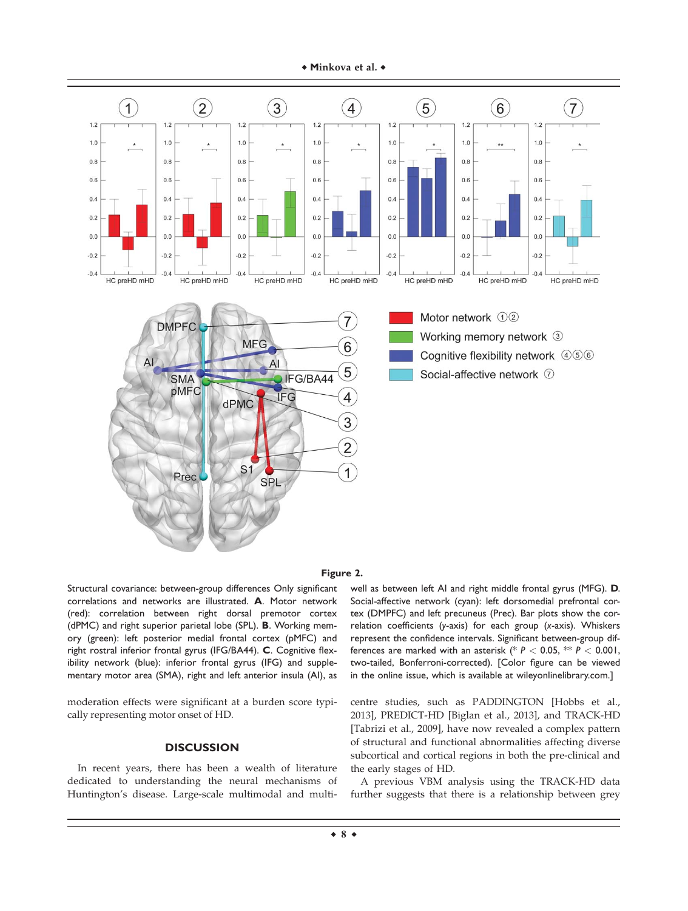**Figure 2.**

Structural covariance: between-group differences Only significant correlations and networks are illustrated. **A**. Motor network (red): correlation between right dorsal premotor cortex (dPMC) and right superior parietal lobe (SPL). **B**. Working memory (green): left posterior medial frontal cortex (pMFC) and right rostral inferior frontal gyrus (IFG/BA44). **C**. Cognitive flexibility network (blue): inferior frontal gyrus (IFG) and supplementary motor area (SMA), right and left anterior insula (AI), as well as between left AI and right middle frontal gyrus (MFG). **D**. Social-affective network (cyan): left dorsomedial prefrontal cortex (DMPFC) and left precuneus (Prec). Bar plots show the correlation coefficients (*y*-axis) for each group (*x*-axis). Whiskers represent the confidence intervals. Significant between-group differences are marked with an asterisk (* $P < 0.05$, ** $P < 0.001$, two-tailed, Bonferroni-corrected). [Color figure can be viewed in the online issue, which is available at wileyonlinelibrary.com.]

moderation effects were significant at a burden score typically representing motor onset of HD.

## DISCUSSION

In recent years, there has been a wealth of literature dedicated to understanding the neural mechanisms of Huntington's disease. Large-scale multimodal and multicentre studies, such as PADDINGTON [Hobbs et al., 2013], PREDICT-HD [Biglan et al., 2013], and TRACK-HD [Tabrizi et al., 2009], have now revealed a complex pattern of structural and functional abnormalities affecting diverse subcortical and cortical regions in both the pre-clinical and the early stages of HD.

A previous VBM analysis using the TRACK-HD data further suggests that there is a relationship between grey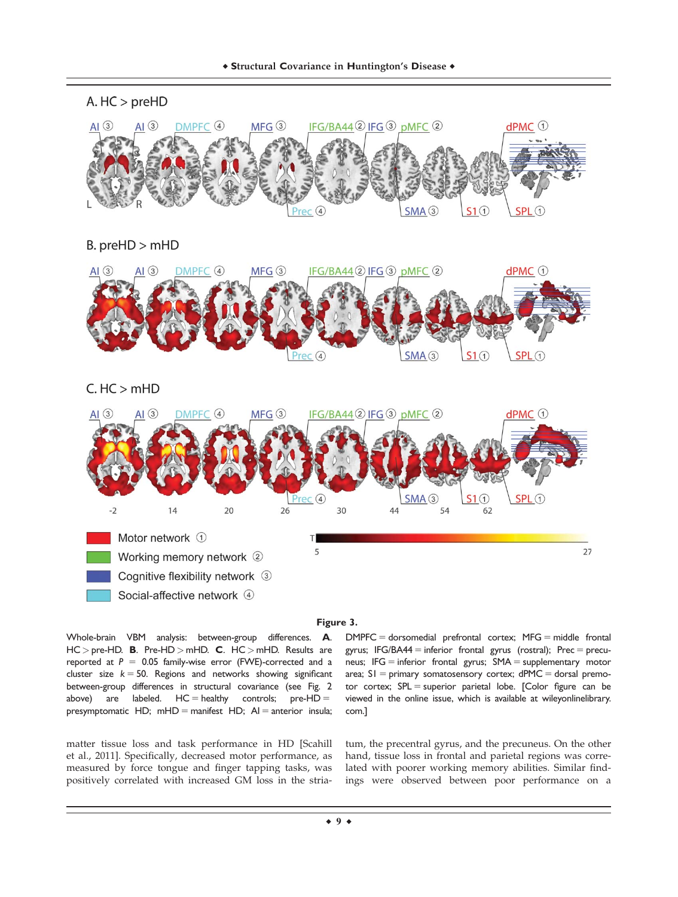**Figure 3.**

Whole-brain VBM analysis: between-group differences. **A**. HC > pre-HD. **B**. Pre-HD > mHD. **C**. HC > mHD. Results are reported at $P = 0.05$ family-wise error (FWE)-corrected and a cluster size $k = 50$. Regions and networks showing significant between-group differences in structural covariance (see Fig. 2 above) are labeled. HC = healthy controls; pre-HD = presymptomatic HD; mHD = manifest HD; AI = anterior insula; DMPFC = dorsomedial prefrontal cortex; MFG = middle frontal gyrus; IFG/BA44 = inferior frontal gyrus (rostral); Prec = precuneus; IFG = inferior frontal gyrus; SMA = supplementary motor area; S1 = primary somatosensory cortex; dPMC = dorsal premotor cortex; SPL = superior parietal lobe. [Color figure can be viewed in the online issue, which is available at wileyonlinelibrary.com.]

matter tissue loss and task performance in HD [Scahill et al., 2011]. Specifically, decreased motor performance, as measured by force tongue and finger tapping tasks, was positively correlated with increased GM loss in the striatum, the precentral gyrus, and the precuneus. On the other hand, tissue loss in frontal and parietal regions was correlated with poorer working memory abilities. Similar findings were observed between poor performance on a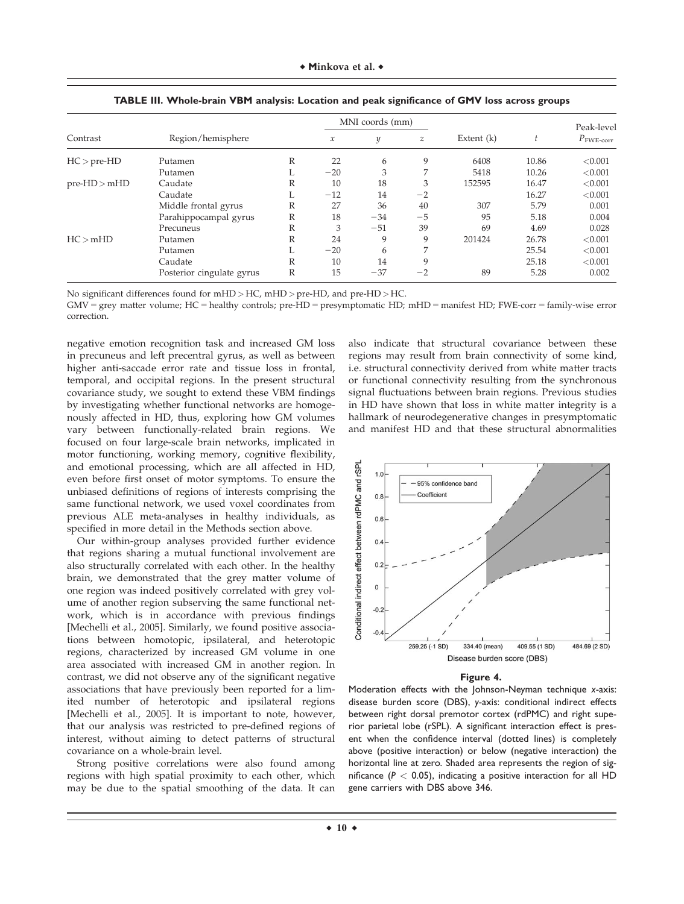**TABLE III. Whole-brain VBM analysis: Location and peak significance of GMV loss across groups**

| Contrast | Region/hemisphere | | MNI coords (mm) | | | Extent (k) | $t$ | Peak-level |
|---|---|---|---|---|---|---|---|---|
| | | | $x$ | $y$ | $z$ | | | $P_{\text{FWE-corr}}$ |
| HC > pre-HD | Putamen | R | 22 | 6 | 9 | 6408 | 10.86 | <0.001 |
| | Putamen | L | −20 | 3 | 7 | 5418 | 10.26 | <0.001 |
| pre-HD > mHD | Caudate | R | 10 | 18 | 3 | 152595 | 16.47 | <0.001 |
| | Caudate | L | −12 | 14 | −2 | | 16.27 | <0.001 |
| | Middle frontal gyrus | R | 27 | 36 | 40 | 307 | 5.79 | 0.001 |
| | Parahippocampal gyrus | R | 18 | −34 | −5 | 95 | 5.18 | 0.004 |
| | Precuneus | R | 3 | −51 | 39 | 69 | 4.69 | 0.028 |
| HC > mHD | Putamen | R | 24 | 9 | 9 | 201424 | 26.78 | <0.001 |
| | Putamen | L | −20 | 6 | 7 | | 25.54 | <0.001 |
| | Caudate | R | 10 | 14 | 9 | | 25.18 | <0.001 |
| | Posterior cingulate gyrus | R | 15 | −37 | −2 | 89 | 5.28 | 0.002 |

No significant differences found for mHD > HC, mHD > pre-HD, and pre-HD > HC.

GMV = grey matter volume; HC = healthy controls; pre-HD = presymptomatic HD; mHD = manifest HD; FWE-corr = family-wise error correction.

negative emotion recognition task and increased GM loss in precuneus and left precentral gyrus, as well as between higher anti-saccade error rate and tissue loss in frontal, temporal, and occipital regions. In the present structural covariance study, we sought to extend these VBM findings by investigating whether functional networks are homogenously affected in HD, thus, exploring how GM volumes vary between functionally-related brain regions. We focused on four large-scale brain networks, implicated in motor functioning, working memory, cognitive flexibility, and emotional processing, which are all affected in HD, even before first onset of motor symptoms. To ensure the unbiased definitions of regions of interests comprising the same functional network, we used voxel coordinates from previous ALE meta-analyses in healthy individuals, as specified in more detail in the Methods section above.

Our within-group analyses provided further evidence that regions sharing a mutual functional involvement are also structurally correlated with each other. In the healthy brain, we demonstrated that the grey matter volume of one region was indeed positively correlated with grey volume of another region subserving the same functional network, which is in accordance with previous findings [Mechelli et al., 2005]. Similarly, we found positive associations between homotopic, ipsilateral, and heterotopic regions, characterized by increased GM volume in one area associated with increased GM in another region. In contrast, we did not observe any of the significant negative associations that have previously been reported for a limited number of heterotopic and ipsilateral regions [Mechelli et al., 2005]. It is important to note, however, that our analysis was restricted to pre-defined regions of interest, without aiming to detect patterns of structural covariance on a whole-brain level.

Strong positive correlations were also found among regions with high spatial proximity to each other, which may be due to the spatial smoothing of the data. It can also indicate that structural covariance between these regions may result from brain connectivity of some kind, i.e. structural connectivity derived from white matter tracts or functional connectivity resulting from the synchronous signal fluctuations between brain regions. Previous studies in HD have shown that loss in white matter integrity is a hallmark of neurodegenerative changes in presymptomatic and manifest HD and that these structural abnormalities

Conditional indirect effect between rdPMC and rSPL

95% confidence band
Coefficient

1.0
0.8
0.6
0.4
0.2
0
-0.2
-0.4

259.25 (-1 SD)
334.40 (mean)
409.55 (1 SD)
484.69 (2 SD)

Disease burden score (DBS)

**Figure 4.**

Moderation effects with the Johnson-Neyman technique *x*-axis: disease burden score (DBS), *y*-axis: conditional indirect effects between right dorsal premotor cortex (rdPMC) and right superior parietal lobe (rSPL). A significant interaction effect is present when the confidence interval (dotted lines) is completely above (positive interaction) or below (negative interaction) the horizontal line at zero. Shaded area represents the region of significance ($P < 0.05$), indicating a positive interaction for all HD gene carriers with DBS above 346.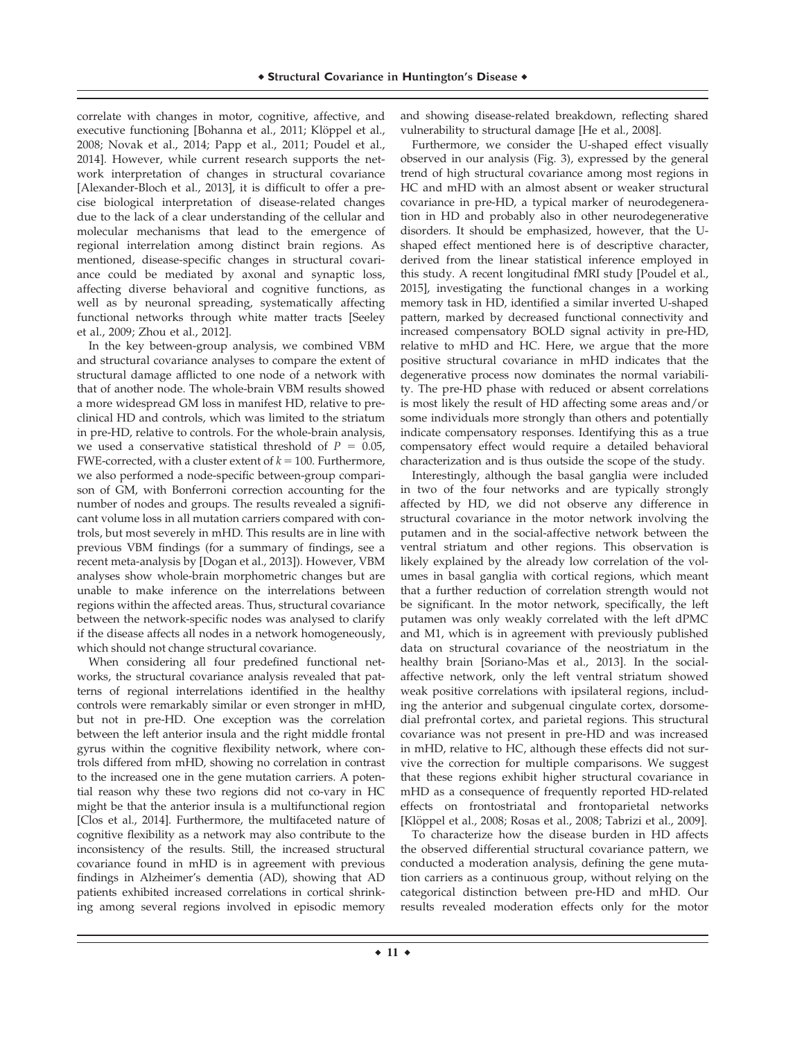correlate with changes in motor, cognitive, affective, and executive functioning [Bohanna et al., 2011; Klöppel et al., 2008; Novak et al., 2014; Papp et al., 2011; Poudel et al., 2014]. However, while current research supports the network interpretation of changes in structural covariance [Alexander-Bloch et al., 2013], it is difficult to offer a precise biological interpretation of disease-related changes due to the lack of a clear understanding of the cellular and molecular mechanisms that lead to the emergence of regional interrelation among distinct brain regions. As mentioned, disease-specific changes in structural covariance could be mediated by axonal and synaptic loss, affecting diverse behavioral and cognitive functions, as well as by neuronal spreading, systematically affecting functional networks through white matter tracts [Seeley et al., 2009; Zhou et al., 2012].

In the key between-group analysis, we combined VBM and structural covariance analyses to compare the extent of structural damage afflicted to one node of a network with that of another node. The whole-brain VBM results showed a more widespread GM loss in manifest HD, relative to preclinical HD and controls, which was limited to the striatum in pre-HD, relative to controls. For the whole-brain analysis, we used a conservative statistical threshold of $P = 0.05$, FWE-corrected, with a cluster extent of $k = 100$. Furthermore, we also performed a node-specific between-group comparison of GM, with Bonferroni correction accounting for the number of nodes and groups. The results revealed a significant volume loss in all mutation carriers compared with controls, but most severely in mHD. This results are in line with previous VBM findings (for a summary of findings, see a recent meta-analysis by [Dogan et al., 2013]). However, VBM analyses show whole-brain morphometric changes but are unable to make inference on the interrelations between regions within the affected areas. Thus, structural covariance between the network-specific nodes was analysed to clarify if the disease affects all nodes in a network homogeneously, which should not change structural covariance.

When considering all four predefined functional networks, the structural covariance analysis revealed that patterns of regional interrelations identified in the healthy controls were remarkably similar or even stronger in mHD, but not in pre-HD. One exception was the correlation between the left anterior insula and the right middle frontal gyrus within the cognitive flexibility network, where controls differed from mHD, showing no correlation in contrast to the increased one in the gene mutation carriers. A potential reason why these two regions did not co-vary in HC might be that the anterior insula is a multifunctional region [Clos et al., 2014]. Furthermore, the multifaceted nature of cognitive flexibility as a network may also contribute to the inconsistency of the results. Still, the increased structural covariance found in mHD is in agreement with previous findings in Alzheimer's dementia (AD), showing that AD patients exhibited increased correlations in cortical shrinking among several regions involved in episodic memory and showing disease-related breakdown, reflecting shared vulnerability to structural damage [He et al., 2008].

Furthermore, we consider the U-shaped effect visually observed in our analysis (Fig. 3), expressed by the general trend of high structural covariance among most regions in HC and mHD with an almost absent or weaker structural covariance in pre-HD, a typical marker of neurodegeneration in HD and probably also in other neurodegenerative disorders. It should be emphasized, however, that the U-shaped effect mentioned here is of descriptive character, derived from the linear statistical inference employed in this study. A recent longitudinal fMRI study [Poudel et al., 2015], investigating the functional changes in a working memory task in HD, identified a similar inverted U-shaped pattern, marked by decreased functional connectivity and increased compensatory BOLD signal activity in pre-HD, relative to mHD and HC. Here, we argue that the more positive structural covariance in mHD indicates that the degenerative process now dominates the normal variability. The pre-HD phase with reduced or absent correlations is most likely the result of HD affecting some areas and/or some individuals more strongly than others and potentially indicate compensatory responses. Identifying this as a true compensatory effect would require a detailed behavioral characterization and is thus outside the scope of the study.

Interestingly, although the basal ganglia were included in two of the four networks and are typically strongly affected by HD, we did not observe any difference in structural covariance in the motor network involving the putamen and in the social-affective network between the ventral striatum and other regions. This observation is likely explained by the already low correlation of the volumes in basal ganglia with cortical regions, which meant that a further reduction of correlation strength would not be significant. In the motor network, specifically, the left putamen was only weakly correlated with the left dPMC and M1, which is in agreement with previously published data on structural covariance of the neostriatum in the healthy brain [Soriano-Mas et al., 2013]. In the social-affective network, only the left ventral striatum showed weak positive correlations with ipsilateral regions, including the anterior and subgenual cingulate cortex, dorsomedial prefrontal cortex, and parietal regions. This structural covariance was not present in pre-HD and was increased in mHD, relative to HC, although these effects did not survive the correction for multiple comparisons. We suggest that these regions exhibit higher structural covariance in mHD as a consequence of frequently reported HD-related effects on frontostriatal and frontoparietal networks [Klöppel et al., 2008; Rosas et al., 2008; Tabrizi et al., 2009].

To characterize how the disease burden in HD affects the observed differential structural covariance pattern, we conducted a moderation analysis, defining the gene mutation carriers as a continuous group, without relying on the categorical distinction between pre-HD and mHD. Our results revealed moderation effects only for the motor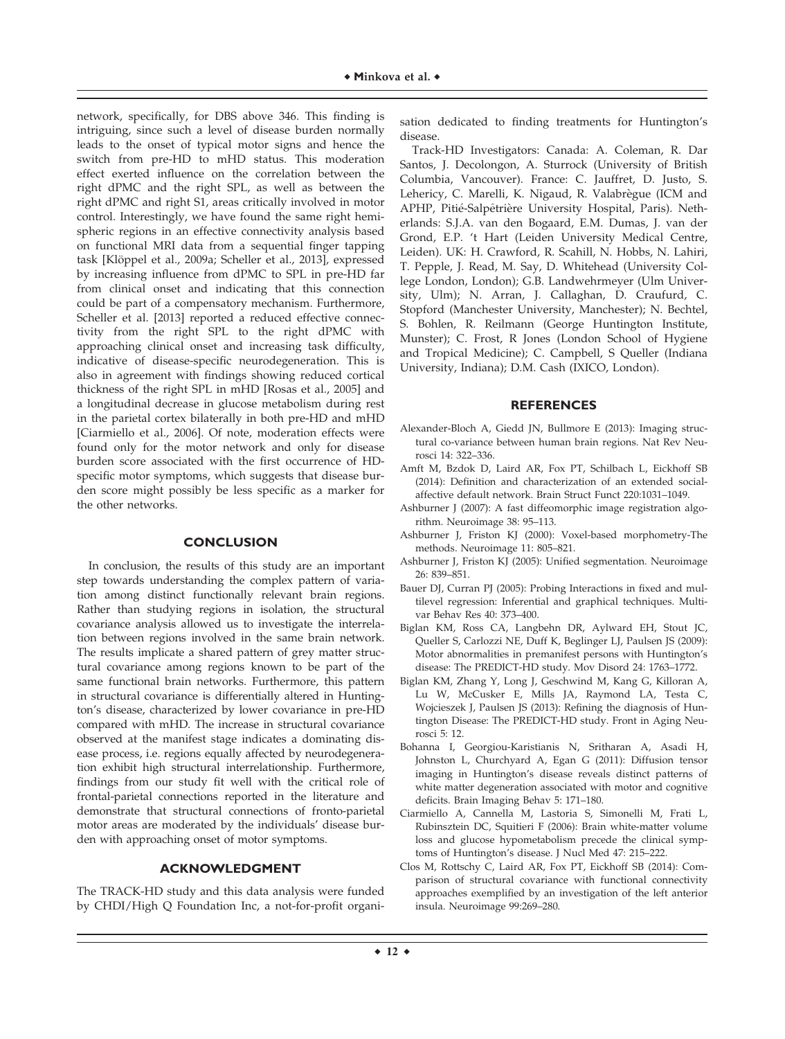network, specifically, for DBS above 346. This finding is intriguing, since such a level of disease burden normally leads to the onset of typical motor signs and hence the switch from pre-HD to mHD status. This moderation effect exerted influence on the correlation between the right dPMC and the right SPL, as well as between the right dPMC and right S1, areas critically involved in motor control. Interestingly, we have found the same right hemispheric regions in an effective connectivity analysis based on functional MRI data from a sequential finger tapping task [Klöppel et al., 2009a; Scheller et al., 2013], expressed by increasing influence from dPMC to SPL in pre-HD far from clinical onset and indicating that this connection could be part of a compensatory mechanism. Furthermore, Scheller et al. [2013] reported a reduced effective connectivity from the right SPL to the right dPMC with approaching clinical onset and increasing task difficulty, indicative of disease-specific neurodegeneration. This is also in agreement with findings showing reduced cortical thickness of the right SPL in mHD [Rosas et al., 2005] and a longitudinal decrease in glucose metabolism during rest in the parietal cortex bilaterally in both pre-HD and mHD [Ciarmiello et al., 2006]. Of note, moderation effects were found only for the motor network and only for disease burden score associated with the first occurrence of HD-specific motor symptoms, which suggests that disease burden score might possibly be less specific as a marker for the other networks.

## CONCLUSION

In conclusion, the results of this study are an important step towards understanding the complex pattern of variation among distinct functionally relevant brain regions. Rather than studying regions in isolation, the structural covariance analysis allowed us to investigate the interrelation between regions involved in the same brain network. The results implicate a shared pattern of grey matter structural covariance among regions known to be part of the same functional brain networks. Furthermore, this pattern in structural covariance is differentially altered in Huntington's disease, characterized by lower covariance in pre-HD compared with mHD. The increase in structural covariance observed at the manifest stage indicates a dominating disease process, i.e. regions equally affected by neurodegeneration exhibit high structural interrelationship. Furthermore, findings from our study fit well with the critical role of frontal-parietal connections reported in the literature and demonstrate that structural connections of fronto-parietal motor areas are moderated by the individuals' disease burden with approaching onset of motor symptoms.

## ACKNOWLEDGMENT

The TRACK-HD study and this data analysis were funded by CHDI/High Q Foundation Inc, a not-for-profit organisation dedicated to finding treatments for Huntington's disease.

Track-HD Investigators: Canada: A. Coleman, R. Dar Santos, J. Decolongon, A. Sturrock (University of British Columbia, Vancouver). France: C. Jauffret, D. Justo, S. Lehericy, C. Marelli, K. Nigaud, R. Valabrègue (ICM and APHP, Pitié-Salpêtrière University Hospital, Paris). Netherlands: S.J.A. van den Bogaard, E.M. Dumas, J. van der Grond, E.P. 't Hart (Leiden University Medical Centre, Leiden). UK: H. Crawford, R. Scahill, N. Hobbs, N. Lahiri, T. Pepple, J. Read, M. Say, D. Whitehead (University College London, London); G.B. Landwehrmeyer (Ulm University, Ulm); N. Arran, J. Callaghan, D. Craufurd, C. Stopford (Manchester University, Manchester); N. Bechtel, S. Bohlen, R. Reilmann (George Huntington Institute, Munster); C. Frost, R Jones (London School of Hygiene and Tropical Medicine); C. Campbell, S Queller (Indiana University, Indiana); D.M. Cash (IXICO, London).

## REFERENCES

Alexander-Bloch A, Giedd JN, Bullmore E (2013): Imaging structural co-variance between human brain regions. Nat Rev Neurosci 14: 322–336.

Amft M, Bzdok D, Laird AR, Fox PT, Schilbach L, Eickhoff SB (2014): Definition and characterization of an extended social-affective default network. Brain Struct Funct 220:1031–1049.

Ashburner J (2007): A fast diffeomorphic image registration algorithm. Neuroimage 38: 95–113.

Ashburner J, Friston KJ (2000): Voxel-based morphometry-The methods. Neuroimage 11: 805–821.

Ashburner J, Friston KJ (2005): Unified segmentation. Neuroimage 26: 839–851.

Bauer DJ, Curran PJ (2005): Probing Interactions in fixed and multilevel regression: Inferential and graphical techniques. Multivar Behav Res 40: 373–400.

Biglan KM, Ross CA, Langbehn DR, Aylward EH, Stout JC, Queller S, Carlozzi NE, Duff K, Beglinger LJ, Paulsen JS (2009): Motor abnormalities in premanifest persons with Huntington's disease: The PREDICT-HD study. Mov Disord 24: 1763–1772.

Biglan KM, Zhang Y, Long J, Geschwind M, Kang G, Killoran A, Lu W, McCusker E, Mills JA, Raymond LA, Testa C, Wojcieszek J, Paulsen JS (2013): Refining the diagnosis of Huntington Disease: The PREDICT-HD study. Front in Aging Neurosci 5: 12.

Bohanna I, Georgiou-Karistianis N, Sritharan A, Asadi H, Johnston L, Churchyard A, Egan G (2011): Diffusion tensor imaging in Huntington's disease reveals distinct patterns of white matter degeneration associated with motor and cognitive deficits. Brain Imaging Behav 5: 171–180.

Ciarmiello A, Cannella M, Lastoria S, Simonelli M, Frati L, Rubinsztein DC, Squitieri F (2006): Brain white-matter volume loss and glucose hypometabolism precede the clinical symptoms of Huntington's disease. J Nucl Med 47: 215–222.

Clos M, Rottschy C, Laird AR, Fox PT, Eickhoff SB (2014): Comparison of structural covariance with functional connectivity approaches exemplified by an investigation of the left anterior insula. Neuroimage 99:269–280.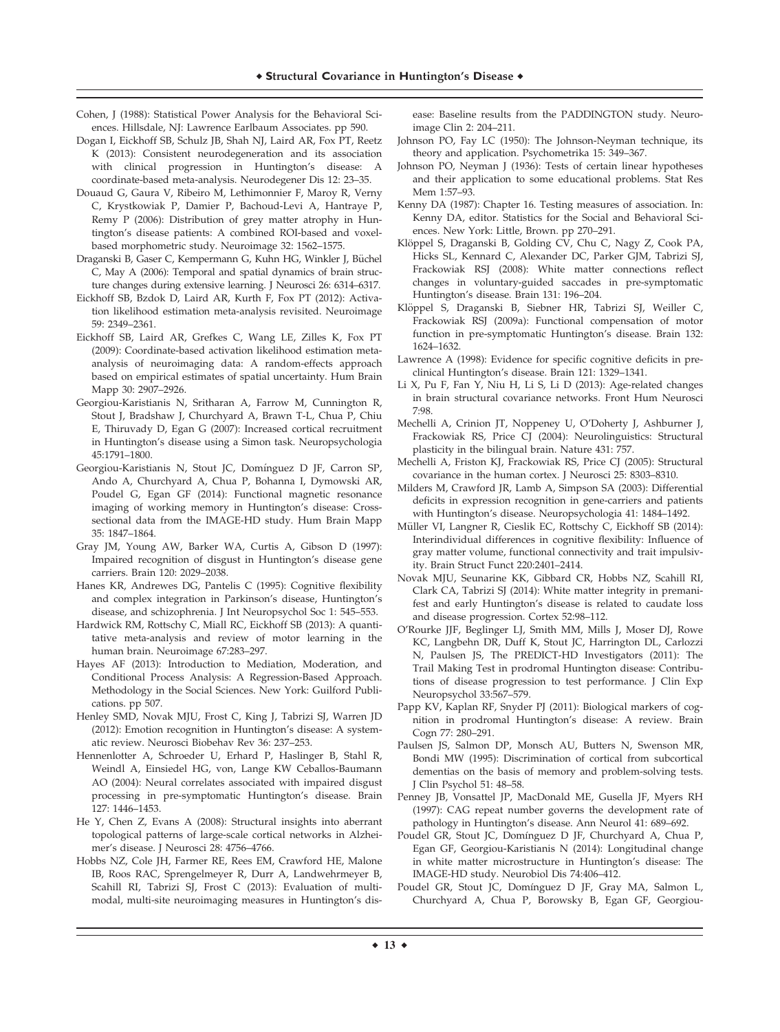Cohen, J (1988): Statistical Power Analysis for the Behavioral Sciences. Hillsdale, NJ: Lawrence Earlbaum Associates. pp 590.

Dogan I, Eickhoff SB, Schulz JB, Shah NJ, Laird AR, Fox PT, Reetz K (2013): Consistent neurodegeneration and its association with clinical progression in Huntington's disease: A coordinate-based meta-analysis. Neurodegener Dis 12: 23–35.

Douaud G, Gaura V, Ribeiro M, Lethimonnier F, Maroy R, Verny C, Krystkowiak P, Damier P, Bachoud-Levi A, Hantraye P, Remy P (2006): Distribution of grey matter atrophy in Huntington's disease patients: A combined ROI-based and voxel-based morphometric study. Neuroimage 32: 1562–1575.

Draganski B, Gaser C, Kempermann G, Kuhn HG, Winkler J, Büchel C, May A (2006): Temporal and spatial dynamics of brain structure changes during extensive learning. J Neurosci 26: 6314–6317.

Eickhoff SB, Bzdok D, Laird AR, Kurth F, Fox PT (2012): Activation likelihood estimation meta-analysis revisited. Neuroimage 59: 2349–2361.

Eickhoff SB, Laird AR, Grefkes C, Wang LE, Zilles K, Fox PT (2009): Coordinate-based activation likelihood estimation meta-analysis of neuroimaging data: A random-effects approach based on empirical estimates of spatial uncertainty. Hum Brain Mapp 30: 2907–2926.

Georgiou-Karistianis N, Sritharan A, Farrow M, Cunnington R, Stout J, Bradshaw J, Churchyard A, Brawn T-L, Chua P, Chiu E, Thiruvady D, Egan G (2007): Increased cortical recruitment in Huntington's disease using a Simon task. Neuropsychologia 45:1791–1800.

Georgiou-Karistianis N, Stout JC, Domínguez D JF, Carron SP, Ando A, Churchyard A, Chua P, Bohanna I, Dymowski AR, Poudel G, Egan GF (2014): Functional magnetic resonance imaging of working memory in Huntington's disease: Cross-sectional data from the IMAGE-HD study. Hum Brain Mapp 35: 1847–1864.

Gray JM, Young AW, Barker WA, Curtis A, Gibson D (1997): Impaired recognition of disgust in Huntington's disease gene carriers. Brain 120: 2029–2038.

Hanes KR, Andrewes DG, Pantelis C (1995): Cognitive flexibility and complex integration in Parkinson's disease, Huntington's disease, and schizophrenia. J Int Neuropsychol Soc 1: 545–553.

Hardwick RM, Rottschy C, Miall RC, Eickhoff SB (2013): A quantitative meta-analysis and review of motor learning in the human brain. Neuroimage 67:283–297.

Hayes AF (2013): Introduction to Mediation, Moderation, and Conditional Process Analysis: A Regression-Based Approach. Methodology in the Social Sciences. New York: Guilford Publications. pp 507.

Henley SMD, Novak MJU, Frost C, King J, Tabrizi SJ, Warren JD (2012): Emotion recognition in Huntington's disease: A systematic review. Neurosci Biobehav Rev 36: 237–253.

Hennenlotter A, Schroeder U, Erhard P, Haslinger B, Stahl R, Weindl A, Einsiedel HG, von, Lange KW Ceballos-Baumann AO (2004): Neural correlates associated with impaired disgust processing in pre-symptomatic Huntington's disease. Brain 127: 1446–1453.

He Y, Chen Z, Evans A (2008): Structural insights into aberrant topological patterns of large-scale cortical networks in Alzheimer's disease. J Neurosci 28: 4756–4766.

Hobbs NZ, Cole JH, Farmer RE, Rees EM, Crawford HE, Malone IB, Roos RAC, Sprengelmeyer R, Durr A, Landwehrmeyer B, Scahill RI, Tabrizi SJ, Frost C (2013): Evaluation of multimodal, multi-site neuroimaging measures in Huntington's disease: Baseline results from the PADDINGTON study. Neuroimage Clin 2: 204–211.

Johnson PO, Fay LC (1950): The Johnson-Neyman technique, its theory and application. Psychometrika 15: 349–367.

Johnson PO, Neyman J (1936): Tests of certain linear hypotheses and their application to some educational problems. Stat Res Mem 1:57–93.

Kenny DA (1987): Chapter 16. Testing measures of association. In: Kenny DA, editor. Statistics for the Social and Behavioral Sciences. New York: Little, Brown. pp 270–291.

Klöppel S, Draganski B, Golding CV, Chu C, Nagy Z, Cook PA, Hicks SL, Kennard C, Alexander DC, Parker GJM, Tabrizi SJ, Frackowiak RSJ (2008): White matter connections reflect changes in voluntary-guided saccades in pre-symptomatic Huntington's disease. Brain 131: 196–204.

Klöppel S, Draganski B, Siebner HR, Tabrizi SJ, Weiller C, Frackowiak RSJ (2009a): Functional compensation of motor function in pre-symptomatic Huntington's disease. Brain 132: 1624–1632.

Lawrence A (1998): Evidence for specific cognitive deficits in preclinical Huntington's disease. Brain 121: 1329–1341.

Li X, Pu F, Fan Y, Niu H, Li S, Li D (2013): Age-related changes in brain structural covariance networks. Front Hum Neurosci 7:98.

Mechelli A, Crinion JT, Noppeney U, O'Doherty J, Ashburner J, Frackowiak RS, Price CJ (2004): Neurolinguistics: Structural plasticity in the bilingual brain. Nature 431: 757.

Mechelli A, Friston KJ, Frackowiak RS, Price CJ (2005): Structural covariance in the human cortex. J Neurosci 25: 8303–8310.

Milders M, Crawford JR, Lamb A, Simpson SA (2003): Differential deficits in expression recognition in gene-carriers and patients with Huntington's disease. Neuropsychologia 41: 1484–1492.

Müller VI, Langner R, Cieslik EC, Rottschy C, Eickhoff SB (2014): Interindividual differences in cognitive flexibility: Influence of gray matter volume, functional connectivity and trait impulsivity. Brain Struct Funct 220:2401–2414.

Novak MJU, Seunarine KK, Gibbard CR, Hobbs NZ, Scahill RI, Clark CA, Tabrizi SJ (2014): White matter integrity in premanifest and early Huntington's disease is related to caudate loss and disease progression. Cortex 52:98–112.

O'Rourke JJF, Beglinger LJ, Smith MM, Mills J, Moser DJ, Rowe KC, Langbehn DR, Duff K, Stout JC, Harrington DL, Carlozzi N, Paulsen JS, The PREDICT-HD Investigators (2011): The Trail Making Test in prodromal Huntington disease: Contributions of disease progression to test performance. J Clin Exp Neuropsychol 33:567–579.

Papp KV, Kaplan RF, Snyder PJ (2011): Biological markers of cognition in prodromal Huntington's disease: A review. Brain Cogn 77: 280–291.

Paulsen JS, Salmon DP, Monsch AU, Butters N, Swenson MR, Bondi MW (1995): Discrimination of cortical from subcortical dementias on the basis of memory and problem-solving tests. J Clin Psychol 51: 48–58.

Penney JB, Vonsattel JP, MacDonald ME, Gusella JF, Myers RH (1997): CAG repeat number governs the development rate of pathology in Huntington's disease. Ann Neurol 41: 689–692.

Poudel GR, Stout JC, Domínguez D JF, Churchyard A, Chua P, Egan GF, Georgiou-Karistianis N (2014): Longitudinal change in white matter microstructure in Huntington's disease: The IMAGE-HD study. Neurobiol Dis 74:406–412.

Poudel GR, Stout JC, Domínguez D JF, Gray MA, Salmon L, Churchyard A, Chua P, Borowsky B, Egan GF, Georgiou-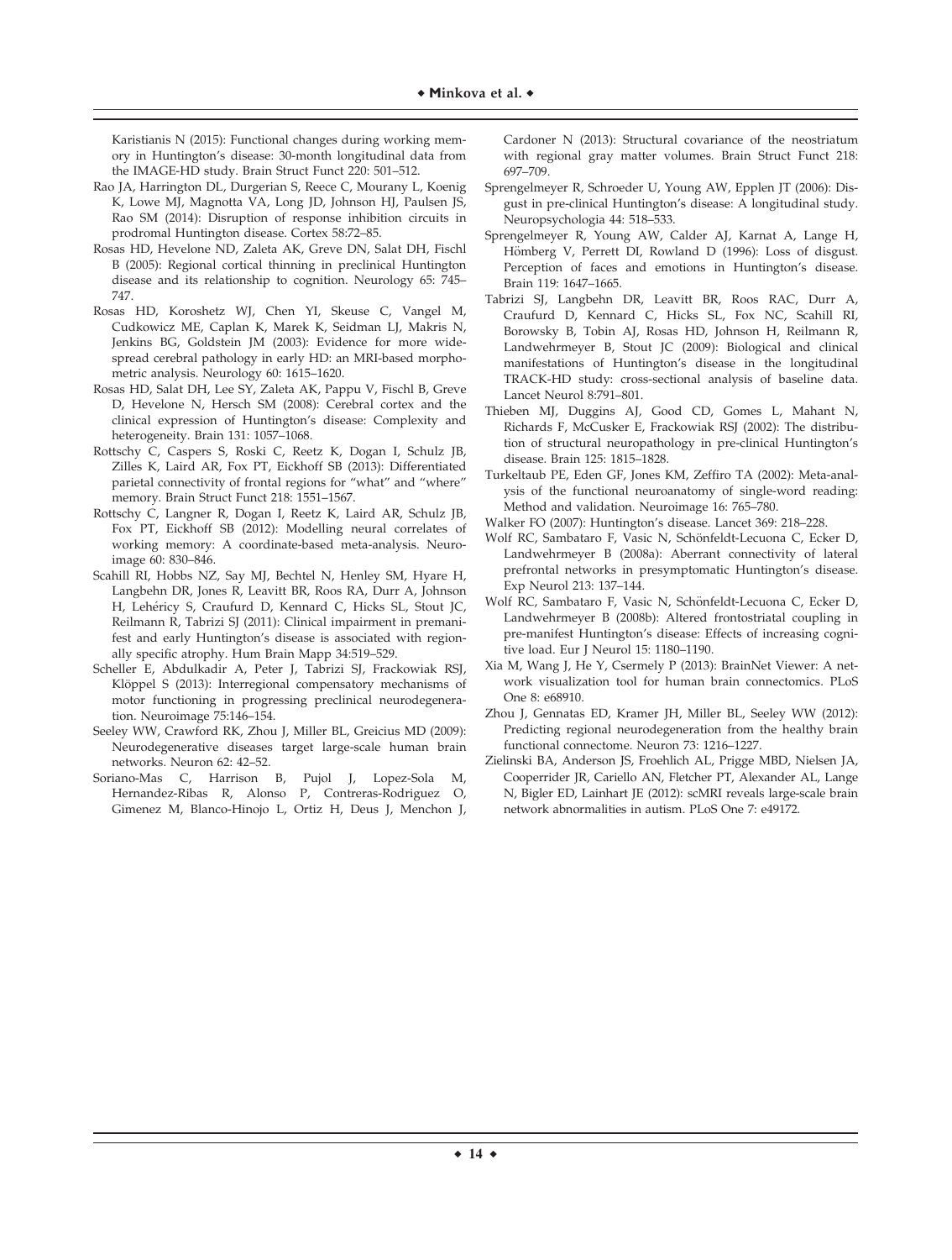Karistianis N (2015): Functional changes during working memory in Huntington's disease: 30-month longitudinal data from the IMAGE-HD study. Brain Struct Funct 220: 501–512.

Rao JA, Harrington DL, Durgerian S, Reece C, Mourany L, Koenig K, Lowe MJ, Magnotta VA, Long JD, Johnson HJ, Paulsen JS, Rao SM (2014): Disruption of response inhibition circuits in prodromal Huntington disease. Cortex 58:72–85.

Rosas HD, Hevelone ND, Zaleta AK, Greve DN, Salat DH, Fischl B (2005): Regional cortical thinning in preclinical Huntington disease and its relationship to cognition. Neurology 65: 745–747.

Rosas HD, Koroshetz WJ, Chen YI, Skeuse C, Vangel M, Cudkowicz ME, Caplan K, Marek K, Seidman LJ, Makris N, Jenkins BG, Goldstein JM (2003): Evidence for more widespread cerebral pathology in early HD: an MRI-based morphometric analysis. Neurology 60: 1615–1620.

Rosas HD, Salat DH, Lee SY, Zaleta AK, Pappu V, Fischl B, Greve D, Hevelone N, Hersch SM (2008): Cerebral cortex and the clinical expression of Huntington's disease: Complexity and heterogeneity. Brain 131: 1057–1068.

Rottschy C, Caspers S, Roski C, Reetz K, Dogan I, Schulz JB, Zilles K, Laird AR, Fox PT, Eickhoff SB (2013): Differentiated parietal connectivity of frontal regions for "what" and "where" memory. Brain Struct Funct 218: 1551–1567.

Rottschy C, Langner R, Dogan I, Reetz K, Laird AR, Schulz JB, Fox PT, Eickhoff SB (2012): Modelling neural correlates of working memory: A coordinate-based meta-analysis. Neuroimage 60: 830–846.

Scahill RI, Hobbs NZ, Say MJ, Bechtel N, Henley SM, Hyare H, Langbehn DR, Jones R, Leavitt BR, Roos RA, Durr A, Johnson H, Lehéricy S, Craufurd D, Kennard C, Hicks SL, Stout JC, Reilmann R, Tabrizi SJ (2011): Clinical impairment in premanifest and early Huntington's disease is associated with regionally specific atrophy. Hum Brain Mapp 34:519–529.

Scheller E, Abdulkadir A, Peter J, Tabrizi SJ, Frackowiak RSJ, Klöppel S (2013): Interregional compensatory mechanisms of motor functioning in progressing preclinical neurodegeneration. Neuroimage 75:146–154.

Seeley WW, Crawford RK, Zhou J, Miller BL, Greicius MD (2009): Neurodegenerative diseases target large-scale human brain networks. Neuron 62: 42–52.

Soriano-Mas C, Harrison B, Pujol J, Lopez-Sola M, Hernandez-Ribas R, Alonso P, Contreras-Rodriguez O, Gimenez M, Blanco-Hinojo L, Ortiz H, Deus J, Menchon J, Cardoner N (2013): Structural covariance of the neostriatum with regional gray matter volumes. Brain Struct Funct 218: 697–709.

Sprengelmeyer R, Schroeder U, Young AW, Epplen JT (2006): Disgust in pre-clinical Huntington's disease: A longitudinal study. Neuropsychologia 44: 518–533.

Sprengelmeyer R, Young AW, Calder AJ, Karnat A, Lange H, Hömberg V, Perrett DI, Rowland D (1996): Loss of disgust. Perception of faces and emotions in Huntington's disease. Brain 119: 1647–1665.

Tabrizi SJ, Langbehn DR, Leavitt BR, Roos RAC, Durr A, Craufurd D, Kennard C, Hicks SL, Fox NC, Scahill RI, Borowsky B, Tobin AJ, Rosas HD, Johnson H, Reilmann R, Landwehrmeyer B, Stout JC (2009): Biological and clinical manifestations of Huntington's disease in the longitudinal TRACK-HD study: cross-sectional analysis of baseline data. Lancet Neurol 8:791–801.

Thieben MJ, Duggins AJ, Good CD, Gomes L, Mahant N, Richards F, McCusker E, Frackowiak RSJ (2002): The distribution of structural neuropathology in pre-clinical Huntington's disease. Brain 125: 1815–1828.

Turkeltaub PE, Eden GF, Jones KM, Zeffiro TA (2002): Meta-analysis of the functional neuroanatomy of single-word reading: Method and validation. Neuroimage 16: 765–780.

Walker FO (2007): Huntington's disease. Lancet 369: 218–228.

Wolf RC, Sambataro F, Vasic N, Schönfeldt-Lecuona C, Ecker D, Landwehrmeyer B (2008a): Aberrant connectivity of lateral prefrontal networks in presymptomatic Huntington's disease. Exp Neurol 213: 137–144.

Wolf RC, Sambataro F, Vasic N, Schönfeldt-Lecuona C, Ecker D, Landwehrmeyer B (2008b): Altered frontostriatal coupling in pre-manifest Huntington's disease: Effects of increasing cognitive load. Eur J Neurol 15: 1180–1190.

Xia M, Wang J, He Y, Csermely P (2013): BrainNet Viewer: A network visualization tool for human brain connectomics. PLoS One 8: e68910.

Zhou J, Gennatas ED, Kramer JH, Miller BL, Seeley WW (2012): Predicting regional neurodegeneration from the healthy brain functional connectome. Neuron 73: 1216–1227.

Zielinski BA, Anderson JS, Froehlich AL, Prigge MBD, Nielsen JA, Cooperrider JR, Cariello AN, Fletcher PT, Alexander AL, Lange N, Bigler ED, Lainhart JE (2012): scMRI reveals large-scale brain network abnormalities in autism. PLoS One 7: e49172.